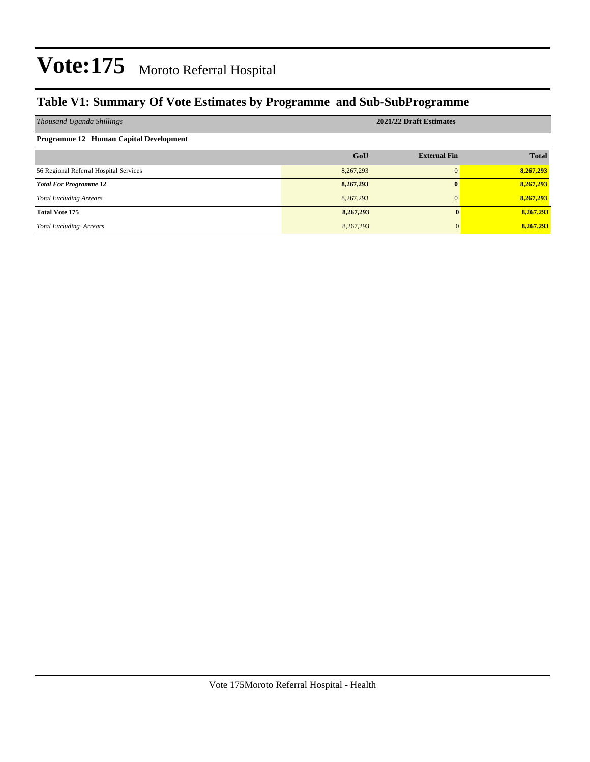# Vote:175 Moroto Referral Hospital

## Table V1: Summary Of Vote Estimates by Programme and Sub-SubProgramme

| *Thousand Uganda Shillings* | 2021/22 Draft Estimates | | |
|---|---|---|---|
| **Programme 12 Human Capital Development** | | | |
| | **GoU** | **External Fin** | **Total** |
| 56 Regional Referral Hospital Services | 8,267,293 | 0 | **8,267,293** |
| ***Total For Programme 12*** | **8,267,293** | **0** | **8,267,293** |
| *Total Excluding Arrears* | 8,267,293 | 0 | **8,267,293** |
| **Total Vote 175** | **8,267,293** | **0** | **8,267,293** |
| *Total Excluding Arrears* | 8,267,293 | 0 | **8,267,293** |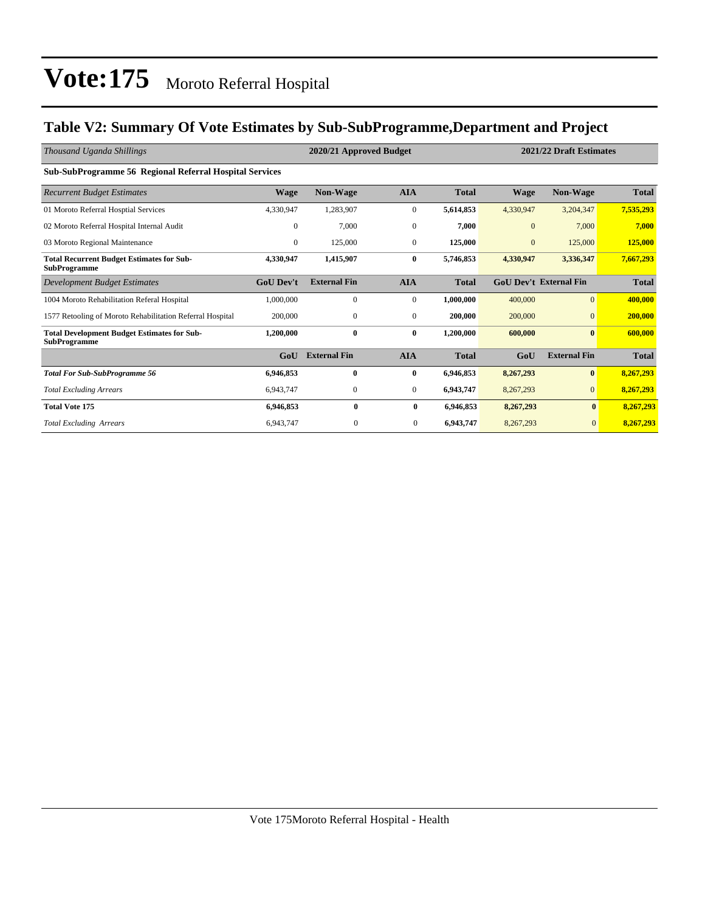# Vote:175 Moroto Referral Hospital

## Table V2: Summary Of Vote Estimates by Sub-SubProgramme,Department and Project

| *Thousand Uganda Shillings* | 2020/21 Approved Budget | | | | 2021/22 Draft Estimates | | |
|---|---|---|---|---|---|---|---|
| **Sub-SubProgramme 56 Regional Referral Hospital Services** | | | | | | | |
| *Recurrent Budget Estimates* | **Wage** | **Non-Wage** | **AIA** | **Total** | **Wage** | **Non-Wage** | **Total** |
| 01 Moroto Referral Hosptial Services | 4,330,947 | 1,283,907 | 0 | **5,614,853** | 4,330,947 | 3,204,347 | **7,535,293** |
| 02 Moroto Referral Hospital Internal Audit | 0 | 7,000 | 0 | **7,000** | 0 | 7,000 | **7,000** |
| 03 Moroto Regional Maintenance | 0 | 125,000 | 0 | **125,000** | 0 | 125,000 | **125,000** |
| **Total Recurrent Budget Estimates for Sub-SubProgramme** | **4,330,947** | **1,415,907** | **0** | **5,746,853** | **4,330,947** | **3,336,347** | **7,667,293** |
| *Development Budget Estimates* | **GoU Dev't** | **External Fin** | **AIA** | **Total** | **GoU Dev't** | **External Fin** | **Total** |
| 1004 Moroto Rehabilitation Referal Hospital | 1,000,000 | 0 | 0 | **1,000,000** | 400,000 | 0 | **400,000** |
| 1577 Retooling of Moroto Rehabilitation Referral Hospital | 200,000 | 0 | 0 | **200,000** | 200,000 | 0 | **200,000** |
| **Total Development Budget Estimates for Sub-SubProgramme** | **1,200,000** | **0** | **0** | **1,200,000** | **600,000** | **0** | **600,000** |
| | **GoU** | **External Fin** | **AIA** | **Total** | **GoU** | **External Fin** | **Total** |
| ***Total For Sub-SubProgramme 56*** | **6,946,853** | **0** | **0** | **6,946,853** | **8,267,293** | **0** | **8,267,293** |
| *Total Excluding Arrears* | 6,943,747 | 0 | 0 | **6,943,747** | 8,267,293 | 0 | **8,267,293** |
| **Total Vote 175** | **6,946,853** | **0** | **0** | **6,946,853** | **8,267,293** | **0** | **8,267,293** |
| *Total Excluding Arrears* | 6,943,747 | 0 | 0 | **6,943,747** | 8,267,293 | 0 | **8,267,293** |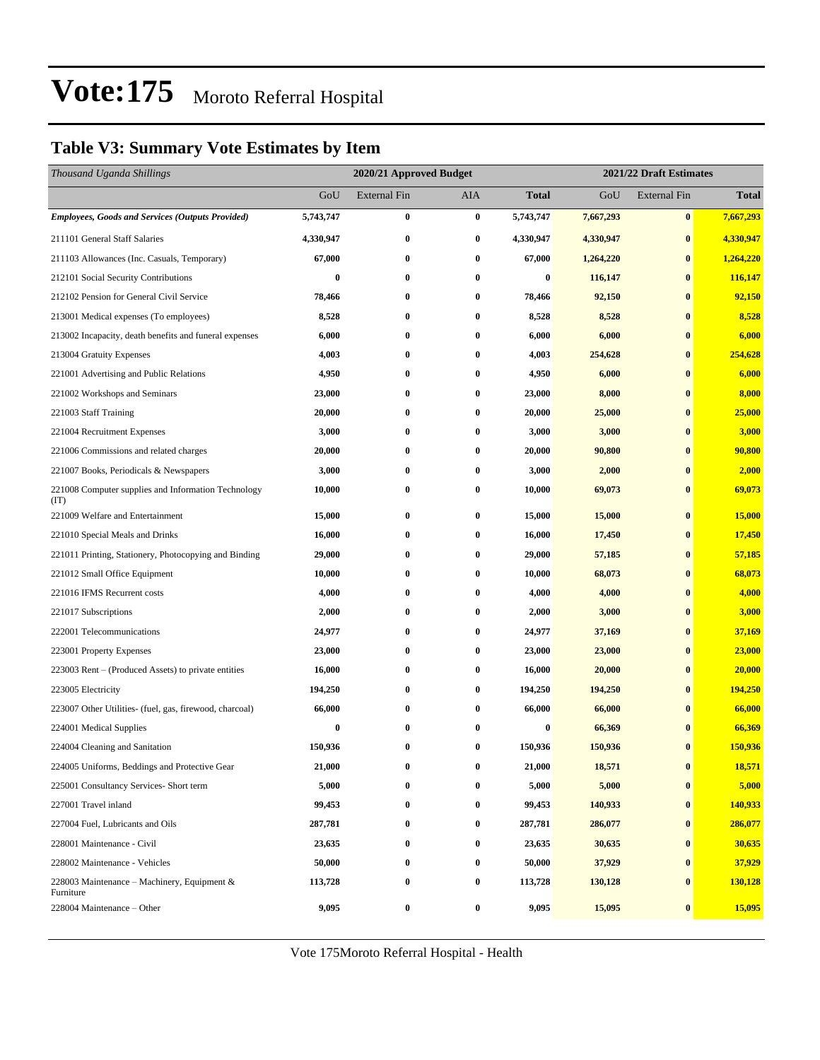# Vote:175 Moroto Referral Hospital

## Table V3: Summary Vote Estimates by Item

| *Thousand Uganda Shillings* | 2020/21 Approved Budget | | | | 2021/22 Draft Estimates | | |
|---|---|---|---|---|---|---|---|
| | GoU | External Fin | AIA | **Total** | GoU | External Fin | **Total** |
| ***Employees, Goods and Services (Outputs Provided)*** | **5,743,747** | **0** | **0** | **5,743,747** | **7,667,293** | **0** | **7,667,293** |
| 211101 General Staff Salaries | **4,330,947** | **0** | **0** | **4,330,947** | **4,330,947** | **0** | **4,330,947** |
| 211103 Allowances (Inc. Casuals, Temporary) | **67,000** | **0** | **0** | **67,000** | **1,264,220** | **0** | **1,264,220** |
| 212101 Social Security Contributions | **0** | **0** | **0** | **0** | **116,147** | **0** | **116,147** |
| 212102 Pension for General Civil Service | **78,466** | **0** | **0** | **78,466** | **92,150** | **0** | **92,150** |
| 213001 Medical expenses (To employees) | **8,528** | **0** | **0** | **8,528** | **8,528** | **0** | **8,528** |
| 213002 Incapacity, death benefits and funeral expenses | **6,000** | **0** | **0** | **6,000** | **6,000** | **0** | **6,000** |
| 213004 Gratuity Expenses | **4,003** | **0** | **0** | **4,003** | **254,628** | **0** | **254,628** |
| 221001 Advertising and Public Relations | **4,950** | **0** | **0** | **4,950** | **6,000** | **0** | **6,000** |
| 221002 Workshops and Seminars | **23,000** | **0** | **0** | **23,000** | **8,000** | **0** | **8,000** |
| 221003 Staff Training | **20,000** | **0** | **0** | **20,000** | **25,000** | **0** | **25,000** |
| 221004 Recruitment Expenses | **3,000** | **0** | **0** | **3,000** | **3,000** | **0** | **3,000** |
| 221006 Commissions and related charges | **20,000** | **0** | **0** | **20,000** | **90,800** | **0** | **90,800** |
| 221007 Books, Periodicals & Newspapers | **3,000** | **0** | **0** | **3,000** | **2,000** | **0** | **2,000** |
| 221008 Computer supplies and Information Technology (IT) | **10,000** | **0** | **0** | **10,000** | **69,073** | **0** | **69,073** |
| 221009 Welfare and Entertainment | **15,000** | **0** | **0** | **15,000** | **15,000** | **0** | **15,000** |
| 221010 Special Meals and Drinks | **16,000** | **0** | **0** | **16,000** | **17,450** | **0** | **17,450** |
| 221011 Printing, Stationery, Photocopying and Binding | **29,000** | **0** | **0** | **29,000** | **57,185** | **0** | **57,185** |
| 221012 Small Office Equipment | **10,000** | **0** | **0** | **10,000** | **68,073** | **0** | **68,073** |
| 221016 IFMS Recurrent costs | **4,000** | **0** | **0** | **4,000** | **4,000** | **0** | **4,000** |
| 221017 Subscriptions | **2,000** | **0** | **0** | **2,000** | **3,000** | **0** | **3,000** |
| 222001 Telecommunications | **24,977** | **0** | **0** | **24,977** | **37,169** | **0** | **37,169** |
| 223001 Property Expenses | **23,000** | **0** | **0** | **23,000** | **23,000** | **0** | **23,000** |
| 223003 Rent – (Produced Assets) to private entities | **16,000** | **0** | **0** | **16,000** | **20,000** | **0** | **20,000** |
| 223005 Electricity | **194,250** | **0** | **0** | **194,250** | **194,250** | **0** | **194,250** |
| 223007 Other Utilities- (fuel, gas, firewood, charcoal) | **66,000** | **0** | **0** | **66,000** | **66,000** | **0** | **66,000** |
| 224001 Medical Supplies | **0** | **0** | **0** | **0** | **66,369** | **0** | **66,369** |
| 224004 Cleaning and Sanitation | **150,936** | **0** | **0** | **150,936** | **150,936** | **0** | **150,936** |
| 224005 Uniforms, Beddings and Protective Gear | **21,000** | **0** | **0** | **21,000** | **18,571** | **0** | **18,571** |
| 225001 Consultancy Services- Short term | **5,000** | **0** | **0** | **5,000** | **5,000** | **0** | **5,000** |
| 227001 Travel inland | **99,453** | **0** | **0** | **99,453** | **140,933** | **0** | **140,933** |
| 227004 Fuel, Lubricants and Oils | **287,781** | **0** | **0** | **287,781** | **286,077** | **0** | **286,077** |
| 228001 Maintenance - Civil | **23,635** | **0** | **0** | **23,635** | **30,635** | **0** | **30,635** |
| 228002 Maintenance - Vehicles | **50,000** | **0** | **0** | **50,000** | **37,929** | **0** | **37,929** |
| 228003 Maintenance – Machinery, Equipment & Furniture | **113,728** | **0** | **0** | **113,728** | **130,128** | **0** | **130,128** |
| 228004 Maintenance – Other | **9,095** | **0** | **0** | **9,095** | **15,095** | **0** | **15,095** |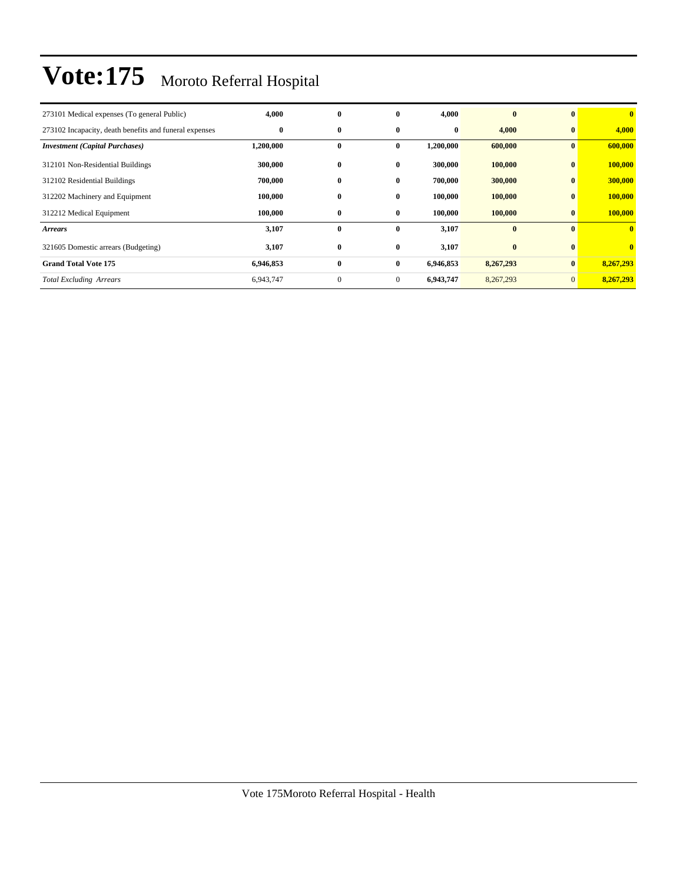# Vote:175 Moroto Referral Hospital

| | | | | | | | |
|---|---|---|---|---|---|---|---|
| 273101 Medical expenses (To general Public) | **4,000** | **0** | **0** | **4,000** | **0** | **0** | **0** |
| 273102 Incapacity, death benefits and funeral expenses | **0** | **0** | **0** | **0** | **4,000** | **0** | **4,000** |
| ***Investment (Capital Purchases)*** | **1,200,000** | **0** | **0** | **1,200,000** | **600,000** | **0** | **600,000** |
| 312101 Non-Residential Buildings | **300,000** | **0** | **0** | **300,000** | **100,000** | **0** | **100,000** |
| 312102 Residential Buildings | **700,000** | **0** | **0** | **700,000** | **300,000** | **0** | **300,000** |
| 312202 Machinery and Equipment | **100,000** | **0** | **0** | **100,000** | **100,000** | **0** | **100,000** |
| 312212 Medical Equipment | **100,000** | **0** | **0** | **100,000** | **100,000** | **0** | **100,000** |
| ***Arrears*** | **3,107** | **0** | **0** | **3,107** | **0** | **0** | **0** |
| 321605 Domestic arrears (Budgeting) | **3,107** | **0** | **0** | **3,107** | **0** | **0** | **0** |
| **Grand Total Vote 175** | **6,946,853** | **0** | **0** | **6,946,853** | **8,267,293** | **0** | **8,267,293** |
| *Total Excluding Arrears* | 6,943,747 | 0 | 0 | **6,943,747** | 8,267,293 | 0 | **8,267,293** |

Vote 175Moroto Referral Hospital - Health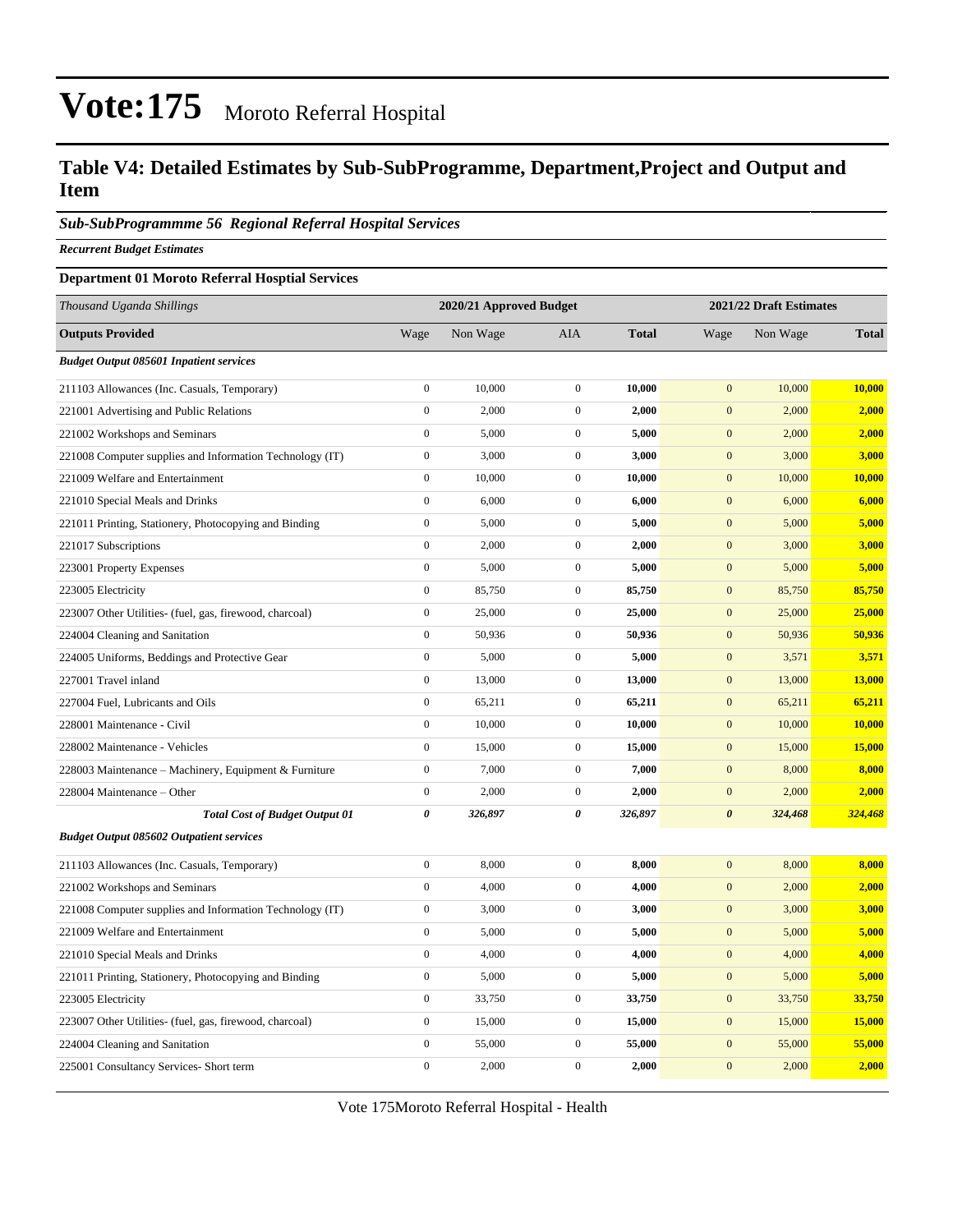# Vote:175 Moroto Referral Hospital

## Table V4: Detailed Estimates by Sub-SubProgramme, Department,Project and Output and Item

### *Sub-SubProgrammme 56 Regional Referral Hospital Services*

***Recurrent Budget Estimates***

**Department 01 Moroto Referral Hosptial Services**

| *Thousand Uganda Shillings* | 2020/21 Approved Budget | | | | 2021/22 Draft Estimates | | |
|---|---|---|---|---|---|---|---|
| **Outputs Provided** | Wage | Non Wage | AIA | **Total** | Wage | Non Wage | **Total** |
| ***Budget Output 085601 Inpatient services*** | | | | | | | |
| 211103 Allowances (Inc. Casuals, Temporary) | 0 | 10,000 | 0 | **10,000** | 0 | 10,000 | **10,000** |
| 221001 Advertising and Public Relations | 0 | 2,000 | 0 | **2,000** | 0 | 2,000 | **2,000** |
| 221002 Workshops and Seminars | 0 | 5,000 | 0 | **5,000** | 0 | 2,000 | **2,000** |
| 221008 Computer supplies and Information Technology (IT) | 0 | 3,000 | 0 | **3,000** | 0 | 3,000 | **3,000** |
| 221009 Welfare and Entertainment | 0 | 10,000 | 0 | **10,000** | 0 | 10,000 | **10,000** |
| 221010 Special Meals and Drinks | 0 | 6,000 | 0 | **6,000** | 0 | 6,000 | **6,000** |
| 221011 Printing, Stationery, Photocopying and Binding | 0 | 5,000 | 0 | **5,000** | 0 | 5,000 | **5,000** |
| 221017 Subscriptions | 0 | 2,000 | 0 | **2,000** | 0 | 3,000 | **3,000** |
| 223001 Property Expenses | 0 | 5,000 | 0 | **5,000** | 0 | 5,000 | **5,000** |
| 223005 Electricity | 0 | 85,750 | 0 | **85,750** | 0 | 85,750 | **85,750** |
| 223007 Other Utilities- (fuel, gas, firewood, charcoal) | 0 | 25,000 | 0 | **25,000** | 0 | 25,000 | **25,000** |
| 224004 Cleaning and Sanitation | 0 | 50,936 | 0 | **50,936** | 0 | 50,936 | **50,936** |
| 224005 Uniforms, Beddings and Protective Gear | 0 | 5,000 | 0 | **5,000** | 0 | 3,571 | **3,571** |
| 227001 Travel inland | 0 | 13,000 | 0 | **13,000** | 0 | 13,000 | **13,000** |
| 227004 Fuel, Lubricants and Oils | 0 | 65,211 | 0 | **65,211** | 0 | 65,211 | **65,211** |
| 228001 Maintenance - Civil | 0 | 10,000 | 0 | **10,000** | 0 | 10,000 | **10,000** |
| 228002 Maintenance - Vehicles | 0 | 15,000 | 0 | **15,000** | 0 | 15,000 | **15,000** |
| 228003 Maintenance – Machinery, Equipment & Furniture | 0 | 7,000 | 0 | **7,000** | 0 | 8,000 | **8,000** |
| 228004 Maintenance – Other | 0 | 2,000 | 0 | **2,000** | 0 | 2,000 | **2,000** |
| ***Total Cost of Budget Output 01*** | ***0*** | ***326,897*** | ***0*** | ***326,897*** | ***0*** | ***324,468*** | ***324,468*** |
| ***Budget Output 085602 Outpatient services*** | | | | | | | |
| 211103 Allowances (Inc. Casuals, Temporary) | 0 | 8,000 | 0 | **8,000** | 0 | 8,000 | **8,000** |
| 221002 Workshops and Seminars | 0 | 4,000 | 0 | **4,000** | 0 | 2,000 | **2,000** |
| 221008 Computer supplies and Information Technology (IT) | 0 | 3,000 | 0 | **3,000** | 0 | 3,000 | **3,000** |
| 221009 Welfare and Entertainment | 0 | 5,000 | 0 | **5,000** | 0 | 5,000 | **5,000** |
| 221010 Special Meals and Drinks | 0 | 4,000 | 0 | **4,000** | 0 | 4,000 | **4,000** |
| 221011 Printing, Stationery, Photocopying and Binding | 0 | 5,000 | 0 | **5,000** | 0 | 5,000 | **5,000** |
| 223005 Electricity | 0 | 33,750 | 0 | **33,750** | 0 | 33,750 | **33,750** |
| 223007 Other Utilities- (fuel, gas, firewood, charcoal) | 0 | 15,000 | 0 | **15,000** | 0 | 15,000 | **15,000** |
| 224004 Cleaning and Sanitation | 0 | 55,000 | 0 | **55,000** | 0 | 55,000 | **55,000** |
| 225001 Consultancy Services- Short term | 0 | 2,000 | 0 | **2,000** | 0 | 2,000 | **2,000** |

Vote 175Moroto Referral Hospital - Health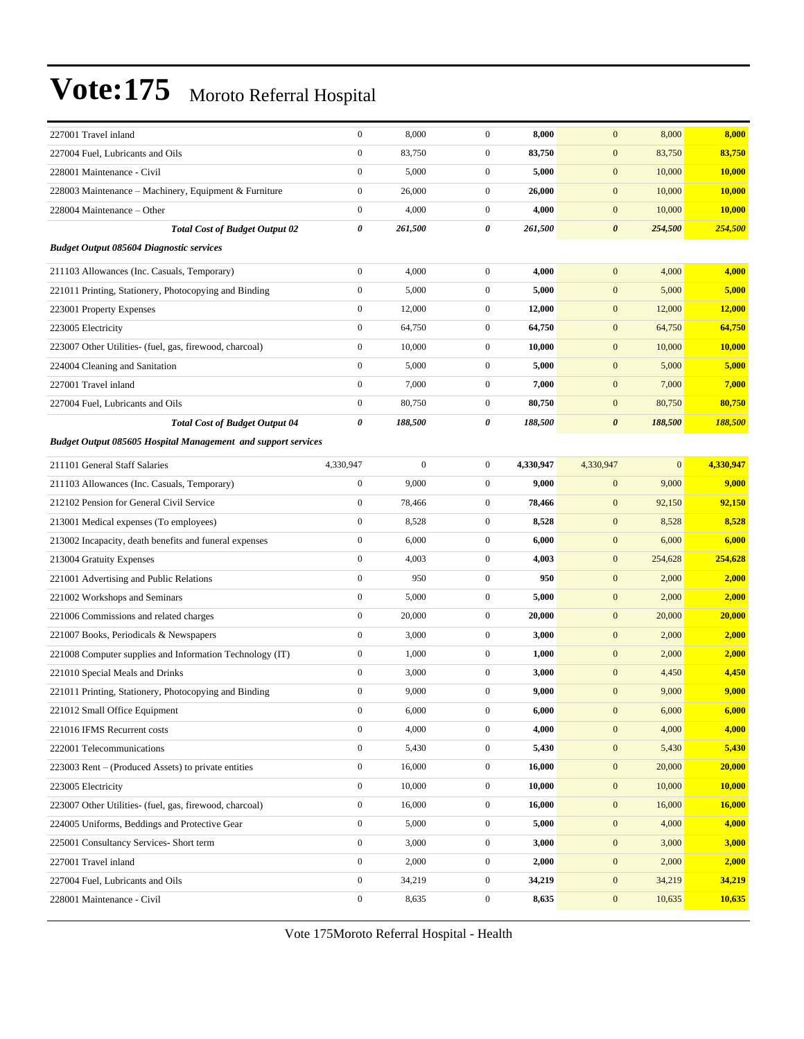# Vote:175 Moroto Referral Hospital

| | | | | | | | |
|---|---|---|---|---|---|---|---|
| 227001 Travel inland | 0 | 8,000 | 0 | **8,000** | 0 | 8,000 | **8,000** |
| 227004 Fuel, Lubricants and Oils | 0 | 83,750 | 0 | **83,750** | 0 | 83,750 | **83,750** |
| 228001 Maintenance - Civil | 0 | 5,000 | 0 | **5,000** | 0 | 10,000 | **10,000** |
| 228003 Maintenance – Machinery, Equipment & Furniture | 0 | 26,000 | 0 | **26,000** | 0 | 10,000 | **10,000** |
| 228004 Maintenance – Other | 0 | 4,000 | 0 | **4,000** | 0 | 10,000 | **10,000** |
| ***Total Cost of Budget Output 02*** | ***0*** | ***261,500*** | ***0*** | ***261,500*** | ***0*** | ***254,500*** | ***254,500*** |
| ***Budget Output 085604 Diagnostic services*** | | | | | | | |
| 211103 Allowances (Inc. Casuals, Temporary) | 0 | 4,000 | 0 | **4,000** | 0 | 4,000 | **4,000** |
| 221011 Printing, Stationery, Photocopying and Binding | 0 | 5,000 | 0 | **5,000** | 0 | 5,000 | **5,000** |
| 223001 Property Expenses | 0 | 12,000 | 0 | **12,000** | 0 | 12,000 | **12,000** |
| 223005 Electricity | 0 | 64,750 | 0 | **64,750** | 0 | 64,750 | **64,750** |
| 223007 Other Utilities- (fuel, gas, firewood, charcoal) | 0 | 10,000 | 0 | **10,000** | 0 | 10,000 | **10,000** |
| 224004 Cleaning and Sanitation | 0 | 5,000 | 0 | **5,000** | 0 | 5,000 | **5,000** |
| 227001 Travel inland | 0 | 7,000 | 0 | **7,000** | 0 | 7,000 | **7,000** |
| 227004 Fuel, Lubricants and Oils | 0 | 80,750 | 0 | **80,750** | 0 | 80,750 | **80,750** |
| ***Total Cost of Budget Output 04*** | ***0*** | ***188,500*** | ***0*** | ***188,500*** | ***0*** | ***188,500*** | ***188,500*** |
| ***Budget Output 085605 Hospital Management and support services*** | | | | | | | |
| 211101 General Staff Salaries | 4,330,947 | 0 | 0 | **4,330,947** | 4,330,947 | 0 | **4,330,947** |
| 211103 Allowances (Inc. Casuals, Temporary) | 0 | 9,000 | 0 | **9,000** | 0 | 9,000 | **9,000** |
| 212102 Pension for General Civil Service | 0 | 78,466 | 0 | **78,466** | 0 | 92,150 | **92,150** |
| 213001 Medical expenses (To employees) | 0 | 8,528 | 0 | **8,528** | 0 | 8,528 | **8,528** |
| 213002 Incapacity, death benefits and funeral expenses | 0 | 6,000 | 0 | **6,000** | 0 | 6,000 | **6,000** |
| 213004 Gratuity Expenses | 0 | 4,003 | 0 | **4,003** | 0 | 254,628 | **254,628** |
| 221001 Advertising and Public Relations | 0 | 950 | 0 | **950** | 0 | 2,000 | **2,000** |
| 221002 Workshops and Seminars | 0 | 5,000 | 0 | **5,000** | 0 | 2,000 | **2,000** |
| 221006 Commissions and related charges | 0 | 20,000 | 0 | **20,000** | 0 | 20,000 | **20,000** |
| 221007 Books, Periodicals & Newspapers | 0 | 3,000 | 0 | **3,000** | 0 | 2,000 | **2,000** |
| 221008 Computer supplies and Information Technology (IT) | 0 | 1,000 | 0 | **1,000** | 0 | 2,000 | **2,000** |
| 221010 Special Meals and Drinks | 0 | 3,000 | 0 | **3,000** | 0 | 4,450 | **4,450** |
| 221011 Printing, Stationery, Photocopying and Binding | 0 | 9,000 | 0 | **9,000** | 0 | 9,000 | **9,000** |
| 221012 Small Office Equipment | 0 | 6,000 | 0 | **6,000** | 0 | 6,000 | **6,000** |
| 221016 IFMS Recurrent costs | 0 | 4,000 | 0 | **4,000** | 0 | 4,000 | **4,000** |
| 222001 Telecommunications | 0 | 5,430 | 0 | **5,430** | 0 | 5,430 | **5,430** |
| 223003 Rent – (Produced Assets) to private entities | 0 | 16,000 | 0 | **16,000** | 0 | 20,000 | **20,000** |
| 223005 Electricity | 0 | 10,000 | 0 | **10,000** | 0 | 10,000 | **10,000** |
| 223007 Other Utilities- (fuel, gas, firewood, charcoal) | 0 | 16,000 | 0 | **16,000** | 0 | 16,000 | **16,000** |
| 224005 Uniforms, Beddings and Protective Gear | 0 | 5,000 | 0 | **5,000** | 0 | 4,000 | **4,000** |
| 225001 Consultancy Services- Short term | 0 | 3,000 | 0 | **3,000** | 0 | 3,000 | **3,000** |
| 227001 Travel inland | 0 | 2,000 | 0 | **2,000** | 0 | 2,000 | **2,000** |
| 227004 Fuel, Lubricants and Oils | 0 | 34,219 | 0 | **34,219** | 0 | 34,219 | **34,219** |
| 228001 Maintenance - Civil | 0 | 8,635 | 0 | **8,635** | 0 | 10,635 | **10,635** |

Vote 175Moroto Referral Hospital - Health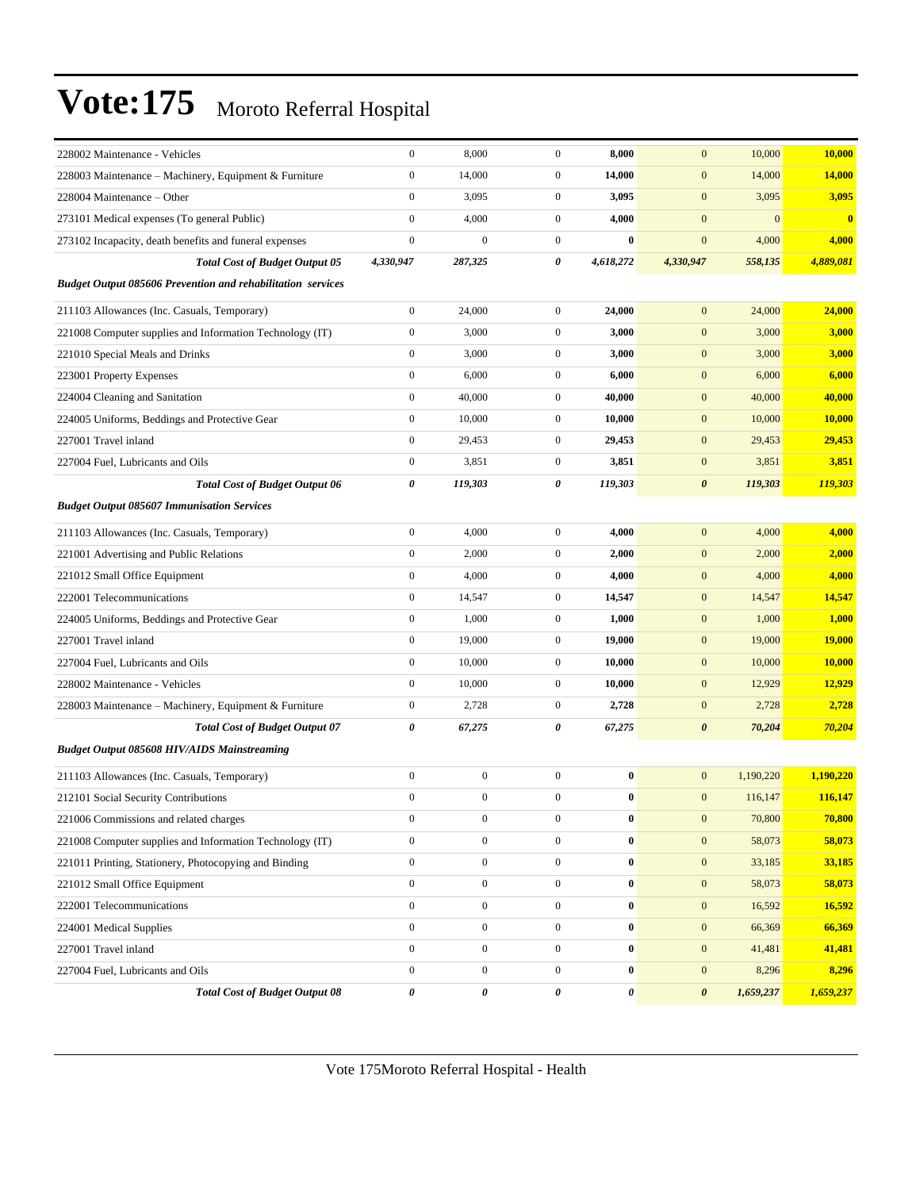# Vote:175 Moroto Referral Hospital

| | | | | | | | |
|---|---|---|---|---|---|---|---|
| 228002 Maintenance - Vehicles | 0 | 8,000 | 0 | **8,000** | 0 | 10,000 | **10,000** |
| 228003 Maintenance – Machinery, Equipment & Furniture | 0 | 14,000 | 0 | **14,000** | 0 | 14,000 | **14,000** |
| 228004 Maintenance – Other | 0 | 3,095 | 0 | **3,095** | 0 | 3,095 | **3,095** |
| 273101 Medical expenses (To general Public) | 0 | 4,000 | 0 | **4,000** | 0 | 0 | **0** |
| 273102 Incapacity, death benefits and funeral expenses | 0 | 0 | 0 | **0** | 0 | 4,000 | **4,000** |
| ***Total Cost of Budget Output 05*** | ***4,330,947*** | ***287,325*** | ***0*** | ***4,618,272*** | ***4,330,947*** | ***558,135*** | ***4,889,081*** |
| ***Budget Output 085606 Prevention and rehabilitation services*** | | | | | | | |
| 211103 Allowances (Inc. Casuals, Temporary) | 0 | 24,000 | 0 | **24,000** | 0 | 24,000 | **24,000** |
| 221008 Computer supplies and Information Technology (IT) | 0 | 3,000 | 0 | **3,000** | 0 | 3,000 | **3,000** |
| 221010 Special Meals and Drinks | 0 | 3,000 | 0 | **3,000** | 0 | 3,000 | **3,000** |
| 223001 Property Expenses | 0 | 6,000 | 0 | **6,000** | 0 | 6,000 | **6,000** |
| 224004 Cleaning and Sanitation | 0 | 40,000 | 0 | **40,000** | 0 | 40,000 | **40,000** |
| 224005 Uniforms, Beddings and Protective Gear | 0 | 10,000 | 0 | **10,000** | 0 | 10,000 | **10,000** |
| 227001 Travel inland | 0 | 29,453 | 0 | **29,453** | 0 | 29,453 | **29,453** |
| 227004 Fuel, Lubricants and Oils | 0 | 3,851 | 0 | **3,851** | 0 | 3,851 | **3,851** |
| ***Total Cost of Budget Output 06*** | ***0*** | ***119,303*** | ***0*** | ***119,303*** | ***0*** | ***119,303*** | ***119,303*** |
| ***Budget Output 085607 Immunisation Services*** | | | | | | | |
| 211103 Allowances (Inc. Casuals, Temporary) | 0 | 4,000 | 0 | **4,000** | 0 | 4,000 | **4,000** |
| 221001 Advertising and Public Relations | 0 | 2,000 | 0 | **2,000** | 0 | 2,000 | **2,000** |
| 221012 Small Office Equipment | 0 | 4,000 | 0 | **4,000** | 0 | 4,000 | **4,000** |
| 222001 Telecommunications | 0 | 14,547 | 0 | **14,547** | 0 | 14,547 | **14,547** |
| 224005 Uniforms, Beddings and Protective Gear | 0 | 1,000 | 0 | **1,000** | 0 | 1,000 | **1,000** |
| 227001 Travel inland | 0 | 19,000 | 0 | **19,000** | 0 | 19,000 | **19,000** |
| 227004 Fuel, Lubricants and Oils | 0 | 10,000 | 0 | **10,000** | 0 | 10,000 | **10,000** |
| 228002 Maintenance - Vehicles | 0 | 10,000 | 0 | **10,000** | 0 | 12,929 | **12,929** |
| 228003 Maintenance – Machinery, Equipment & Furniture | 0 | 2,728 | 0 | **2,728** | 0 | 2,728 | **2,728** |
| ***Total Cost of Budget Output 07*** | ***0*** | ***67,275*** | ***0*** | ***67,275*** | ***0*** | ***70,204*** | ***70,204*** |
| ***Budget Output 085608 HIV/AIDS Mainstreaming*** | | | | | | | |
| 211103 Allowances (Inc. Casuals, Temporary) | 0 | 0 | 0 | **0** | 0 | 1,190,220 | **1,190,220** |
| 212101 Social Security Contributions | 0 | 0 | 0 | **0** | 0 | 116,147 | **116,147** |
| 221006 Commissions and related charges | 0 | 0 | 0 | **0** | 0 | 70,800 | **70,800** |
| 221008 Computer supplies and Information Technology (IT) | 0 | 0 | 0 | **0** | 0 | 58,073 | **58,073** |
| 221011 Printing, Stationery, Photocopying and Binding | 0 | 0 | 0 | **0** | 0 | 33,185 | **33,185** |
| 221012 Small Office Equipment | 0 | 0 | 0 | **0** | 0 | 58,073 | **58,073** |
| 222001 Telecommunications | 0 | 0 | 0 | **0** | 0 | 16,592 | **16,592** |
| 224001 Medical Supplies | 0 | 0 | 0 | **0** | 0 | 66,369 | **66,369** |
| 227001 Travel inland | 0 | 0 | 0 | **0** | 0 | 41,481 | **41,481** |
| 227004 Fuel, Lubricants and Oils | 0 | 0 | 0 | **0** | 0 | 8,296 | **8,296** |
| ***Total Cost of Budget Output 08*** | ***0*** | ***0*** | ***0*** | ***0*** | ***0*** | ***1,659,237*** | ***1,659,237*** |

Vote 175Moroto Referral Hospital - Health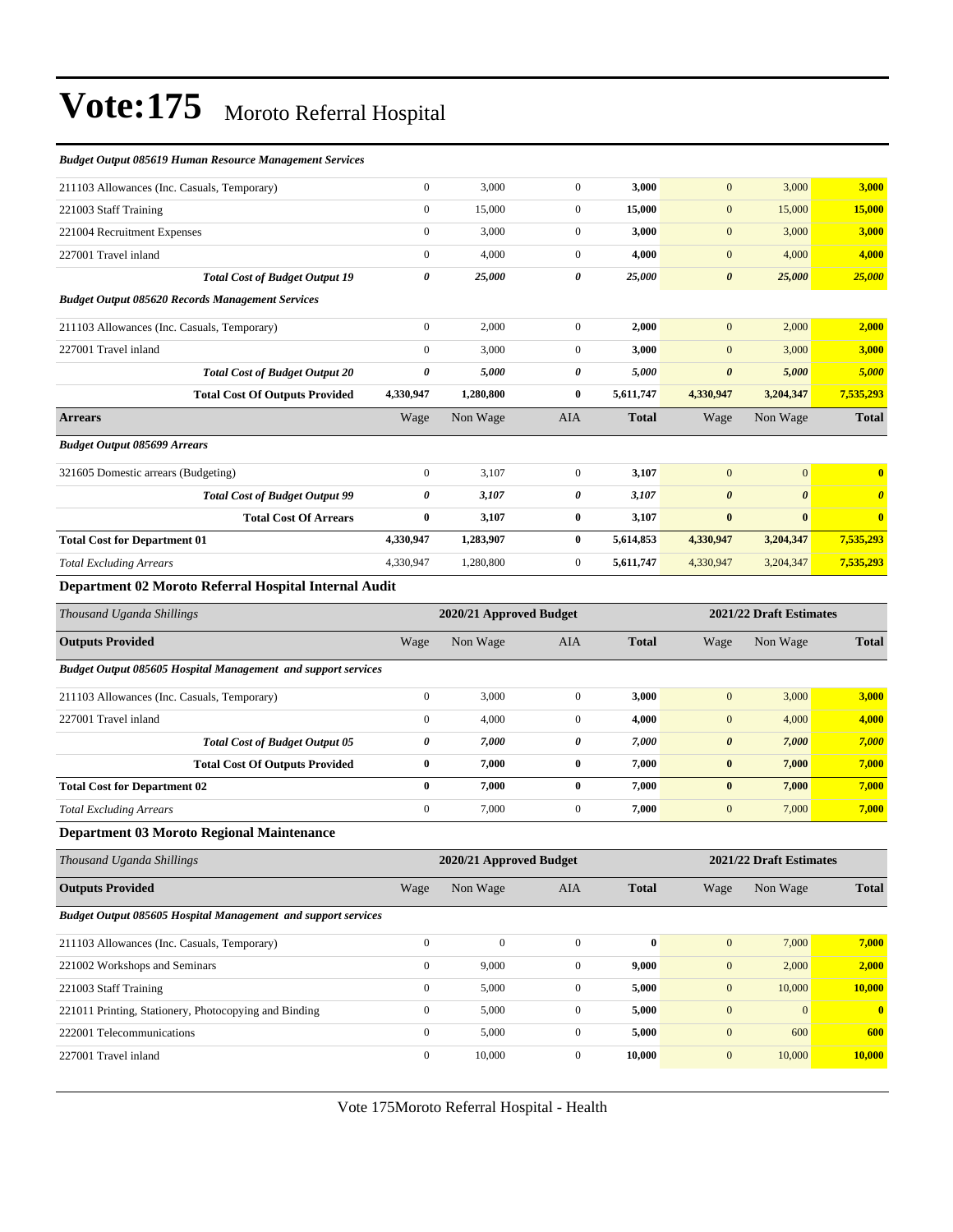# Vote:175 Moroto Referral Hospital

| | Wage | Non Wage | AIA | Total | Wage | Non Wage | Total |
|---|---|---|---|---|---|---|---|
| ***Budget Output 085619 Human Resource Management Services*** | | | | | | | |
| 211103 Allowances (Inc. Casuals, Temporary) | 0 | 3,000 | 0 | **3,000** | 0 | 3,000 | **3,000** |
| 221003 Staff Training | 0 | 15,000 | 0 | **15,000** | 0 | 15,000 | **15,000** |
| 221004 Recruitment Expenses | 0 | 3,000 | 0 | **3,000** | 0 | 3,000 | **3,000** |
| 227001 Travel inland | 0 | 4,000 | 0 | **4,000** | 0 | 4,000 | **4,000** |
| ***Total Cost of Budget Output 19*** | ***0*** | ***25,000*** | ***0*** | ***25,000*** | ***0*** | ***25,000*** | ***25,000*** |
| ***Budget Output 085620 Records Management Services*** | | | | | | | |
| 211103 Allowances (Inc. Casuals, Temporary) | 0 | 2,000 | 0 | **2,000** | 0 | 2,000 | **2,000** |
| 227001 Travel inland | 0 | 3,000 | 0 | **3,000** | 0 | 3,000 | **3,000** |
| ***Total Cost of Budget Output 20*** | ***0*** | ***5,000*** | ***0*** | ***5,000*** | ***0*** | ***5,000*** | ***5,000*** |
| **Total Cost Of Outputs Provided** | **4,330,947** | **1,280,800** | **0** | **5,611,747** | **4,330,947** | **3,204,347** | **7,535,293** |
| **Arrears** | Wage | Non Wage | AIA | **Total** | Wage | Non Wage | **Total** |
| ***Budget Output 085699 Arrears*** | | | | | | | |
| 321605 Domestic arrears (Budgeting) | 0 | 3,107 | 0 | **3,107** | 0 | 0 | **0** |
| ***Total Cost of Budget Output 99*** | ***0*** | ***3,107*** | ***0*** | ***3,107*** | ***0*** | ***0*** | ***0*** |
| **Total Cost Of Arrears** | **0** | **3,107** | **0** | **3,107** | **0** | **0** | **0** |
| **Total Cost for Department 01** | **4,330,947** | **1,283,907** | **0** | **5,614,853** | **4,330,947** | **3,204,347** | **7,535,293** |
| *Total Excluding Arrears* | 4,330,947 | 1,280,800 | 0 | **5,611,747** | 4,330,947 | 3,204,347 | **7,535,293** |

## Department 02 Moroto Referral Hospital Internal Audit

| *Thousand Uganda Shillings* | 2020/21 Approved Budget | | | | 2021/22 Draft Estimates | | |
|---|---|---|---|---|---|---|---|
| **Outputs Provided** | Wage | Non Wage | AIA | **Total** | Wage | Non Wage | **Total** |
| ***Budget Output 085605 Hospital Management and support services*** | | | | | | | |
| 211103 Allowances (Inc. Casuals, Temporary) | 0 | 3,000 | 0 | **3,000** | 0 | 3,000 | **3,000** |
| 227001 Travel inland | 0 | 4,000 | 0 | **4,000** | 0 | 4,000 | **4,000** |
| ***Total Cost of Budget Output 05*** | ***0*** | ***7,000*** | ***0*** | ***7,000*** | ***0*** | ***7,000*** | ***7,000*** |
| **Total Cost Of Outputs Provided** | **0** | **7,000** | **0** | **7,000** | **0** | **7,000** | **7,000** |
| **Total Cost for Department 02** | **0** | **7,000** | **0** | **7,000** | **0** | **7,000** | **7,000** |
| *Total Excluding Arrears* | 0 | 7,000 | 0 | **7,000** | 0 | 7,000 | **7,000** |

## Department 03 Moroto Regional Maintenance

| *Thousand Uganda Shillings* | 2020/21 Approved Budget | | | | 2021/22 Draft Estimates | | |
|---|---|---|---|---|---|---|---|
| **Outputs Provided** | Wage | Non Wage | AIA | **Total** | Wage | Non Wage | **Total** |
| ***Budget Output 085605 Hospital Management and support services*** | | | | | | | |
| 211103 Allowances (Inc. Casuals, Temporary) | 0 | 0 | 0 | **0** | 0 | 7,000 | **7,000** |
| 221002 Workshops and Seminars | 0 | 9,000 | 0 | **9,000** | 0 | 2,000 | **2,000** |
| 221003 Staff Training | 0 | 5,000 | 0 | **5,000** | 0 | 10,000 | **10,000** |
| 221011 Printing, Stationery, Photocopying and Binding | 0 | 5,000 | 0 | **5,000** | 0 | 0 | **0** |
| 222001 Telecommunications | 0 | 5,000 | 0 | **5,000** | 0 | 600 | **600** |
| 227001 Travel inland | 0 | 10,000 | 0 | **10,000** | 0 | 10,000 | **10,000** |

Vote 175Moroto Referral Hospital - Health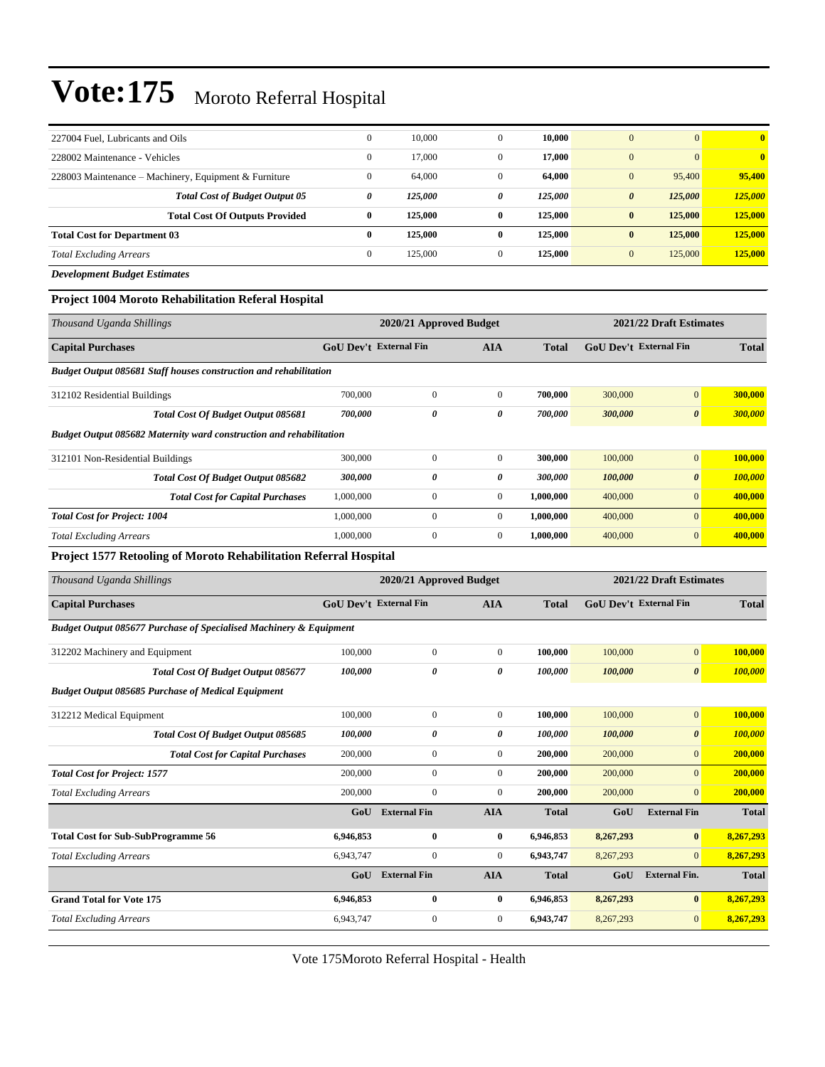| | | | | | | | |
|---|---|---|---|---|---|---|---|
| 227004 Fuel, Lubricants and Oils | 0 | 10,000 | 0 | **10,000** | 0 | 0 | **0** |
| 228002 Maintenance - Vehicles | 0 | 17,000 | 0 | **17,000** | 0 | 0 | **0** |
| 228003 Maintenance – Machinery, Equipment & Furniture | 0 | 64,000 | 0 | **64,000** | 0 | 95,400 | **95,400** |
| ***Total Cost of Budget Output 05*** | ***0*** | ***125,000*** | ***0*** | ***125,000*** | ***0*** | ***125,000*** | ***125,000*** |
| **Total Cost Of Outputs Provided** | **0** | **125,000** | **0** | **125,000** | **0** | **125,000** | **125,000** |
| **Total Cost for Department 03** | **0** | **125,000** | **0** | **125,000** | **0** | **125,000** | **125,000** |
| *Total Excluding Arrears* | 0 | 125,000 | 0 | **125,000** | 0 | 125,000 | **125,000** |

***Development Budget Estimates***

**Project 1004 Moroto Rehabilitation Referal Hospital**

| *Thousand Uganda Shillings* | 2020/21 Approved Budget | | | | 2021/22 Draft Estimates | | |
|---|---|---|---|---|---|---|---|
| **Capital Purchases** | **GoU Dev't** | **External Fin** | **AIA** | **Total** | **GoU Dev't** | **External Fin** | **Total** |
| ***Budget Output 085681 Staff houses construction and rehabilitation*** | | | | | | | |
| 312102 Residential Buildings | 700,000 | 0 | 0 | **700,000** | 300,000 | 0 | **300,000** |
| ***Total Cost Of Budget Output 085681*** | ***700,000*** | ***0*** | ***0*** | ***700,000*** | ***300,000*** | ***0*** | ***300,000*** |
| ***Budget Output 085682 Maternity ward construction and rehabilitation*** | | | | | | | |
| 312101 Non-Residential Buildings | 300,000 | 0 | 0 | **300,000** | 100,000 | 0 | **100,000** |
| ***Total Cost Of Budget Output 085682*** | ***300,000*** | ***0*** | ***0*** | ***300,000*** | ***100,000*** | ***0*** | ***100,000*** |
| ***Total Cost for Capital Purchases*** | 1,000,000 | 0 | 0 | **1,000,000** | 400,000 | 0 | **400,000** |
| ***Total Cost for Project: 1004*** | 1,000,000 | 0 | 0 | **1,000,000** | 400,000 | 0 | **400,000** |
| *Total Excluding Arrears* | 1,000,000 | 0 | 0 | **1,000,000** | 400,000 | 0 | **400,000** |

**Project 1577 Retooling of Moroto Rehabilitation Referral Hospital**

| *Thousand Uganda Shillings* | 2020/21 Approved Budget | | | | 2021/22 Draft Estimates | | |
|---|---|---|---|---|---|---|---|
| **Capital Purchases** | **GoU Dev't** | **External Fin** | **AIA** | **Total** | **GoU Dev't** | **External Fin** | **Total** |
| ***Budget Output 085677 Purchase of Specialised Machinery & Equipment*** | | | | | | | |
| 312202 Machinery and Equipment | 100,000 | 0 | 0 | **100,000** | 100,000 | 0 | **100,000** |
| ***Total Cost Of Budget Output 085677*** | ***100,000*** | ***0*** | ***0*** | ***100,000*** | ***100,000*** | ***0*** | ***100,000*** |
| ***Budget Output 085685 Purchase of Medical Equipment*** | | | | | | | |
| 312212 Medical Equipment | 100,000 | 0 | 0 | **100,000** | 100,000 | 0 | **100,000** |
| ***Total Cost Of Budget Output 085685*** | ***100,000*** | ***0*** | ***0*** | ***100,000*** | ***100,000*** | ***0*** | ***100,000*** |
| ***Total Cost for Capital Purchases*** | 200,000 | 0 | 0 | **200,000** | 200,000 | 0 | **200,000** |
| ***Total Cost for Project: 1577*** | 200,000 | 0 | 0 | **200,000** | 200,000 | 0 | **200,000** |
| *Total Excluding Arrears* | 200,000 | 0 | 0 | **200,000** | 200,000 | 0 | **200,000** |
| | **GoU** | **External Fin** | **AIA** | **Total** | **GoU** | **External Fin** | **Total** |
| **Total Cost for Sub-SubProgramme 56** | **6,946,853** | **0** | **0** | **6,946,853** | **8,267,293** | **0** | **8,267,293** |
| *Total Excluding Arrears* | 6,943,747 | 0 | 0 | **6,943,747** | 8,267,293 | 0 | **8,267,293** |
| | **GoU** | **External Fin** | **AIA** | **Total** | **GoU** | **External Fin.** | **Total** |
| **Grand Total for Vote 175** | **6,946,853** | **0** | **0** | **6,946,853** | **8,267,293** | **0** | **8,267,293** |
| *Total Excluding Arrears* | 6,943,747 | 0 | 0 | **6,943,747** | 8,267,293 | 0 | **8,267,293** |